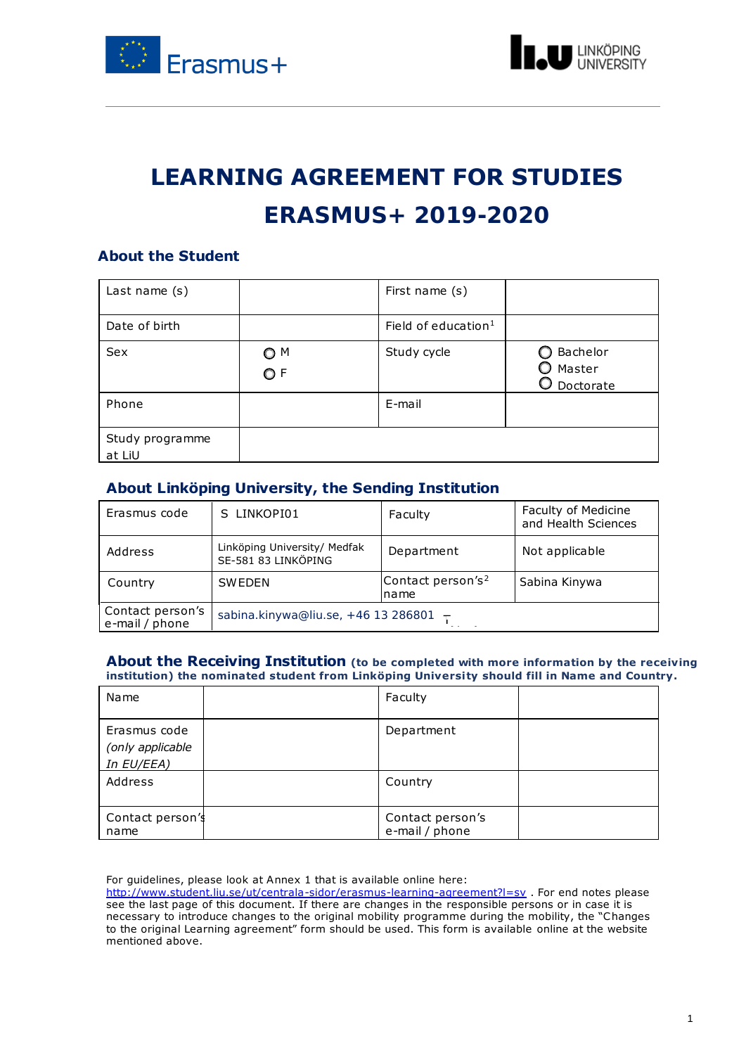# LEARNING AGREEMENT FOR STUDIES ERASMUS+ 2019-2020

## About the Student

| Last name (s) | | First name (s) | |
|---|---|---|---|
| Date of birth | | Field of education[1] | |
| Sex | ○ M<br>○ F | Study cycle | ○ Bachelor<br>○ Master<br>○ Doctorate |
| Phone | | E-mail | |
| Study programme at LiU | | | |

## About Linköping University, the Sending Institution

| Erasmus code | S LINKOPI01 | Faculty | Faculty of Medicine and Health Sciences |
|---|---|---|---|
| Address | Linköping University/ Medfak SE-581 83 LINKÖPING | Department | Not applicable |
| Country | SWEDEN | Contact person's[2] name | Sabina Kinywa |
| Contact person's e-mail / phone | sabina.kinywa@liu.se, +46 13 286801 | | |

## About the Receiving Institution (to be completed with more information by the receiving institution) the nominated student from Linköping University should fill in Name and Country.

| Name | | Faculty | |
|---|---|---|---|
| Erasmus code *(only applicable In EU/EEA)* | | Department | |
| Address | | Country | |
| Contact person's name | | Contact person's e-mail / phone | |

For guidelines, please look at Annex 1 that is available online here: http://www.student.liu.se/ut/centrala-sidor/erasmus-learning-agreement?l=sv . For end notes please see the last page of this document. If there are changes in the responsible persons or in case it is necessary to introduce changes to the original mobility programme during the mobility, the "Changes to the original Learning agreement" form should be used. This form is available online at the website mentioned above.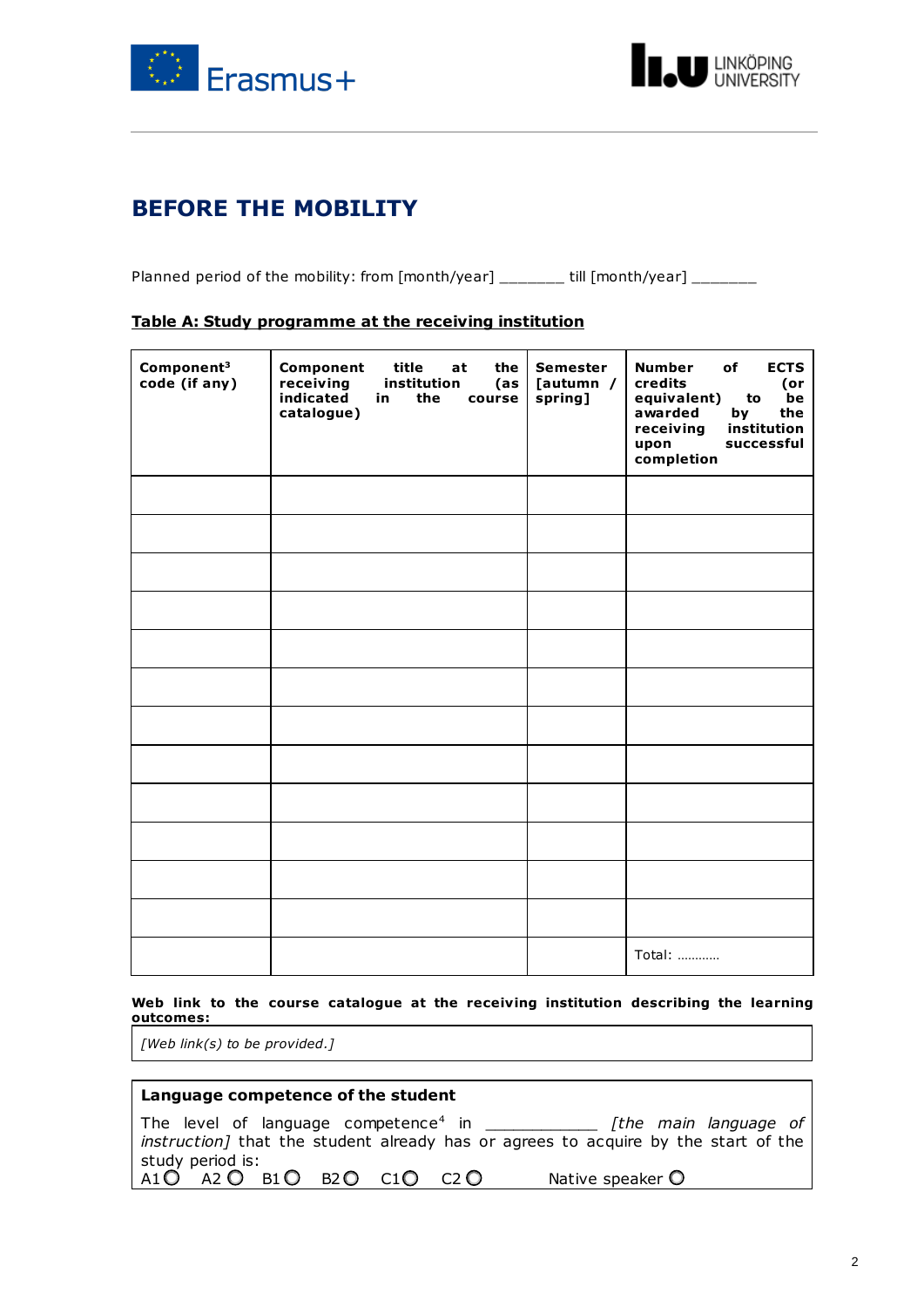# BEFORE THE MOBILITY

Planned period of the mobility: from [month/year] _______ till [month/year] _______

**Table A: Study programme at the receiving institution**

| Component[3] code (if any) | Component title at the receiving institution (as indicated in the course catalogue) | Semester [autumn / spring] | Number of ECTS credits (or equivalent) to be awarded by the receiving institution upon successful completion |
|---|---|---|---|
| | | | |
| | | | |
| | | | |
| | | | |
| | | | |
| | | | |
| | | | |
| | | | |
| | | | |
| | | | |
| | | | |
| | | | |
| | | | Total: ………… |

**Web link to the course catalogue at the receiving institution describing the learning outcomes:**

*[Web link(s) to be provided.]*

**Language competence of the student**

The level of language competence[4] in ____________ *[the main language of instruction]* that the student already has or agrees to acquire by the start of the study period is:

A1 ○ A2 ○ B1 ○ B2 ○ C1 ○ C2 ○ Native speaker ○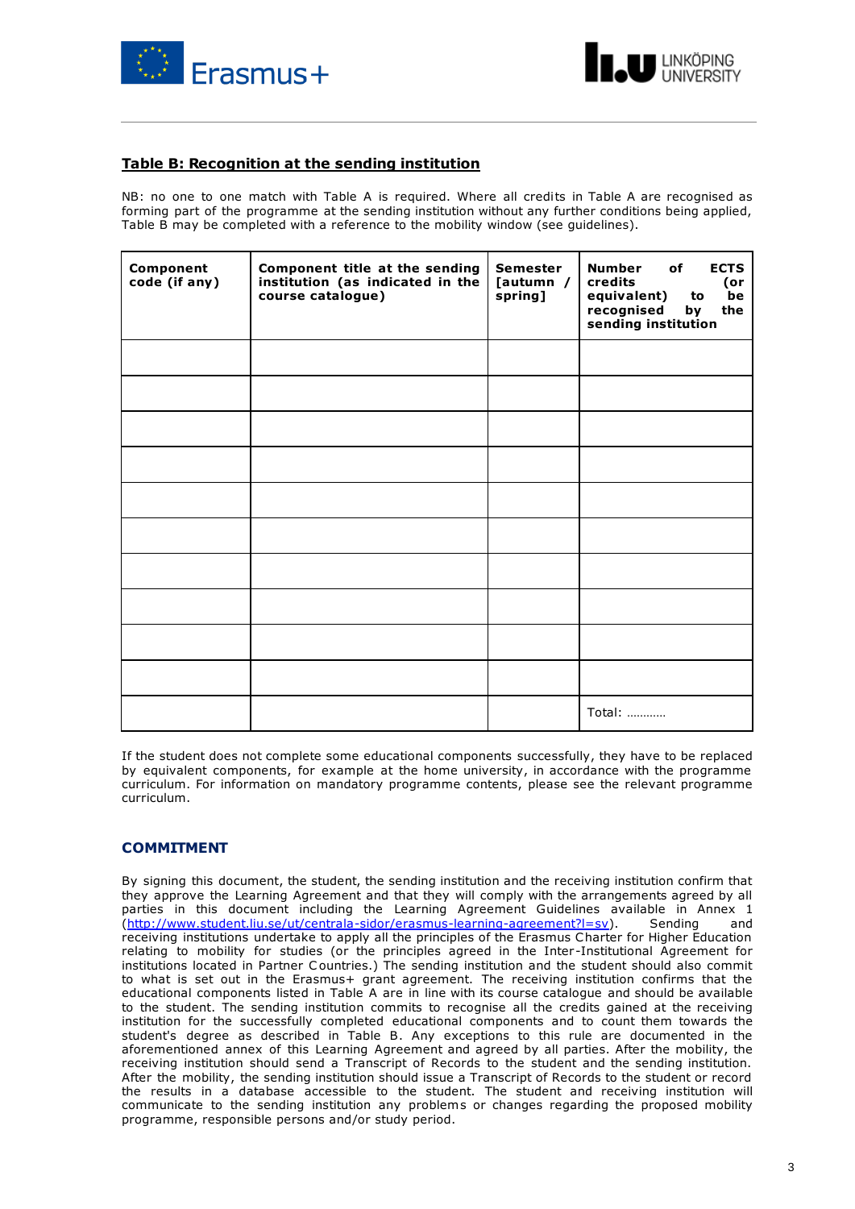## Table B: Recognition at the sending institution

NB: no one to one match with Table A is required. Where all credits in Table A are recognised as forming part of the programme at the sending institution without any further conditions being applied, Table B may be completed with a reference to the mobility window (see guidelines).

| Component code (if any) | Component title at the sending institution (as indicated in the course catalogue) | Semester [autumn / spring] | Number of ECTS credits (or equivalent) to be recognised by the sending institution |
|---|---|---|---|
| | | | |
| | | | |
| | | | |
| | | | |
| | | | |
| | | | |
| | | | |
| | | | |
| | | | |
| | | | |
| | | | Total: ………… |

If the student does not complete some educational components successfully, they have to be replaced by equivalent components, for example at the home university, in accordance with the programme curriculum. For information on mandatory programme contents, please see the relevant programme curriculum.

### COMMITMENT

By signing this document, the student, the sending institution and the receiving institution confirm that they approve the Learning Agreement and that they will comply with the arrangements agreed by all parties in this document including the Learning Agreement Guidelines available in Annex 1 (http://www.student.liu.se/ut/centrala-sidor/erasmus-learning-agreement?l=sv). Sending and receiving institutions undertake to apply all the principles of the Erasmus Charter for Higher Education relating to mobility for studies (or the principles agreed in the Inter-Institutional Agreement for institutions located in Partner Countries.) The sending institution and the student should also commit to what is set out in the Erasmus+ grant agreement. The receiving institution confirms that the educational components listed in Table A are in line with its course catalogue and should be available to the student. The sending institution commits to recognise all the credits gained at the receiving institution for the successfully completed educational components and to count them towards the student's degree as described in Table B. Any exceptions to this rule are documented in the aforementioned annex of this Learning Agreement and agreed by all parties. After the mobility, the receiving institution should send a Transcript of Records to the student and the sending institution. After the mobility, the sending institution should issue a Transcript of Records to the student or record the results in a database accessible to the student. The student and receiving institution will communicate to the sending institution any problems or changes regarding the proposed mobility programme, responsible persons and/or study period.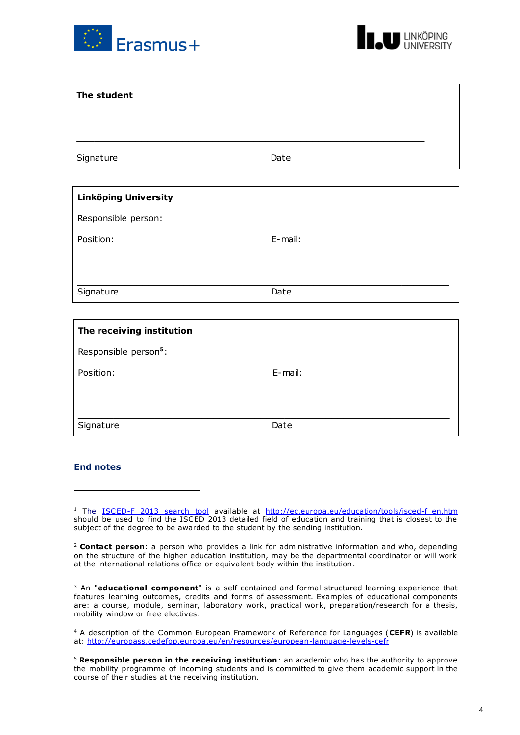**The student**

Signature Date

**Linköping University**

Responsible person:

Position: E-mail:

Signature Date

**The receiving institution**

Responsible person[5]:

Position: E-mail:

Signature Date

### End notes

[1] The ISCED-F 2013 search tool available at http://ec.europa.eu/education/tools/isced-f_en.htm should be used to find the ISCED 2013 detailed field of education and training that is closest to the subject of the degree to be awarded to the student by the sending institution.

[2] **Contact person**: a person who provides a link for administrative information and who, depending on the structure of the higher education institution, may be the departmental coordinator or will work at the international relations office or equivalent body within the institution.

[3] An "**educational component**" is a self-contained and formal structured learning experience that features learning outcomes, credits and forms of assessment. Examples of educational components are: a course, module, seminar, laboratory work, practical work, preparation/research for a thesis, mobility window or free electives.

[4] A description of the Common European Framework of Reference for Languages (**CEFR**) is available at: http://europass.cedefop.europa.eu/en/resources/european-language-levels-cefr

[5] **Responsible person in the receiving institution**: an academic who has the authority to approve the mobility programme of incoming students and is committed to give them academic support in the course of their studies at the receiving institution.